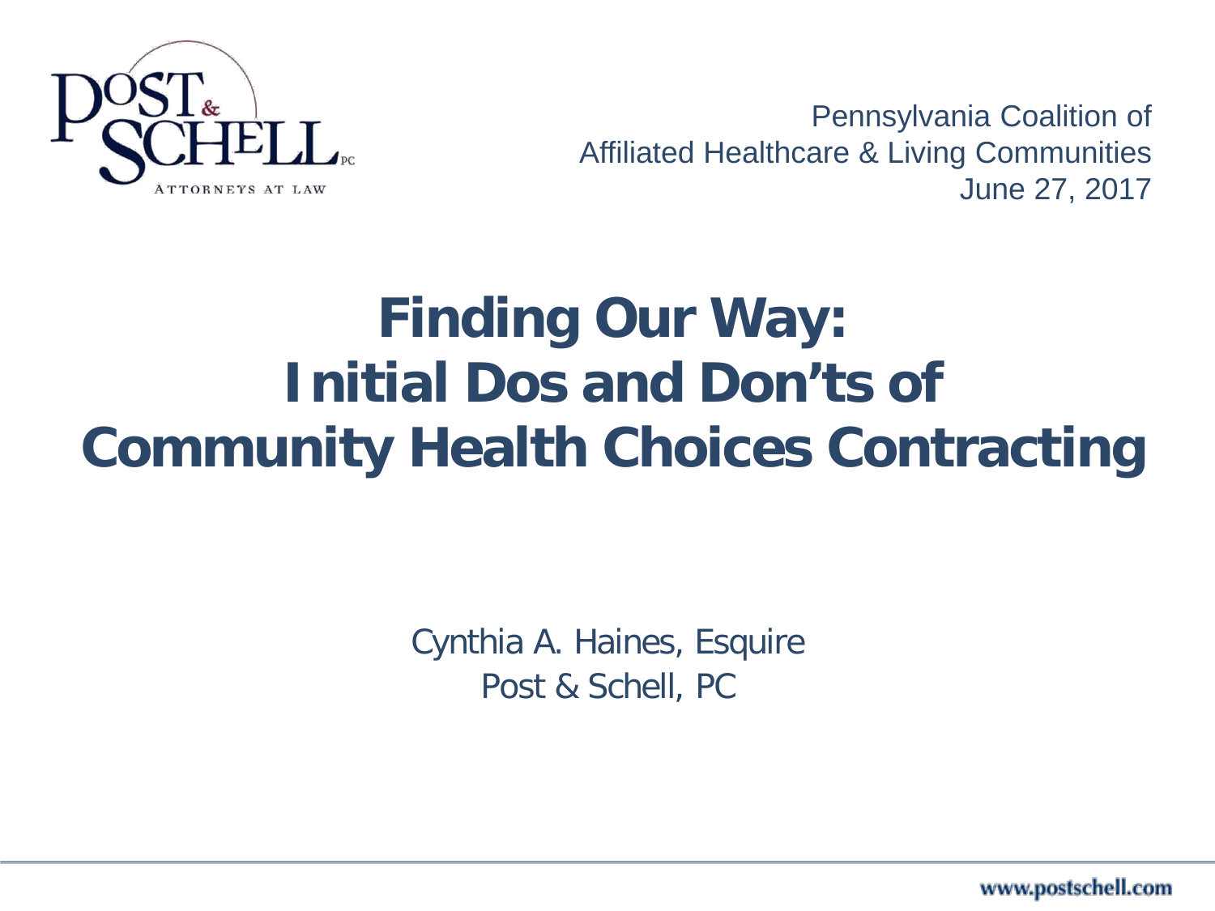Pennsylvania Coalition of
Affiliated Healthcare & Living Communities
June 27, 2017

# Finding Our Way: Initial Dos and Don'ts of Community Health Choices Contracting

Cynthia A. Haines, Esquire
Post & Schell, PC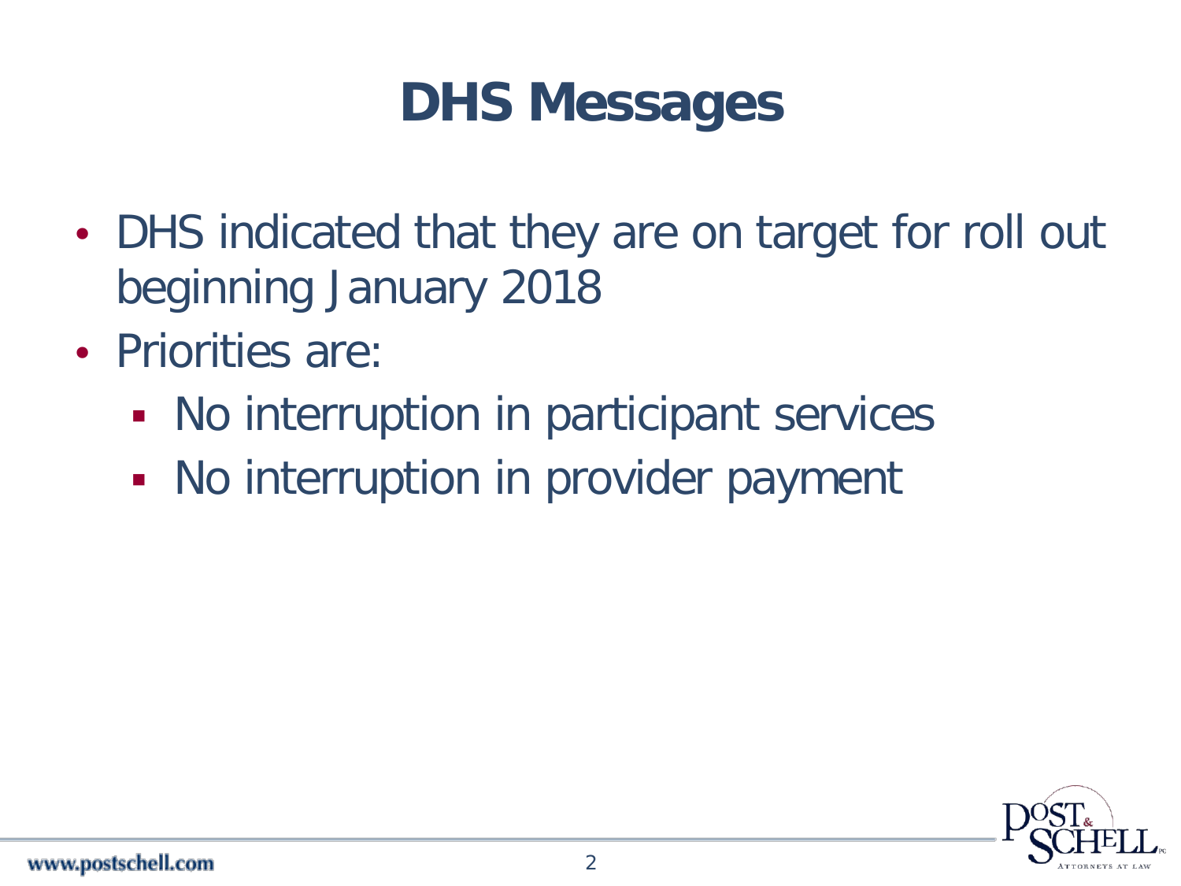# DHS Messages

- DHS indicated that they are on target for roll out beginning January 2018
- Priorities are:
  - No interruption in participant services
  - No interruption in provider payment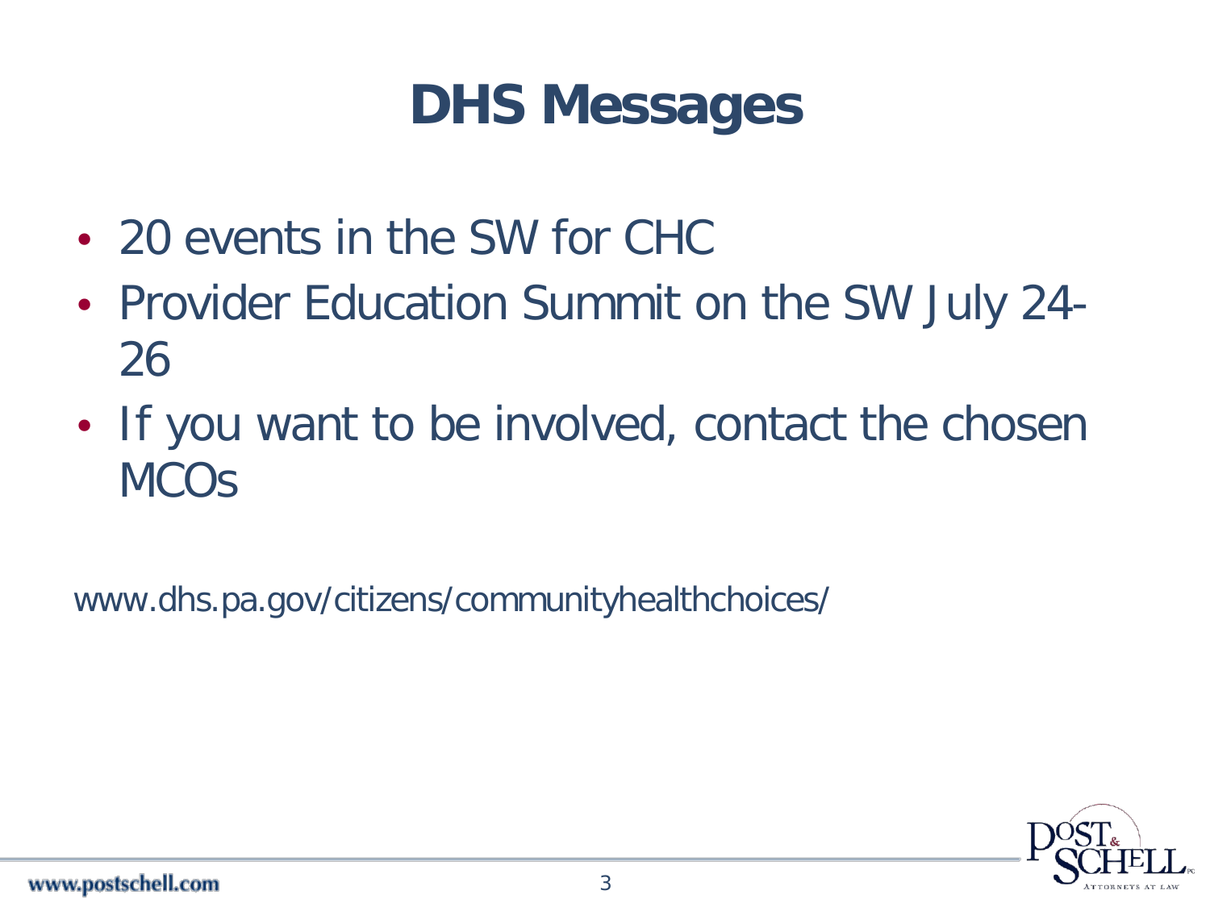# DHS Messages

- 20 events in the SW for CHC
- Provider Education Summit on the SW July 24-26
- If you want to be involved, contact the chosen MCOs

www.dhs.pa.gov/citizens/communityhealthchoices/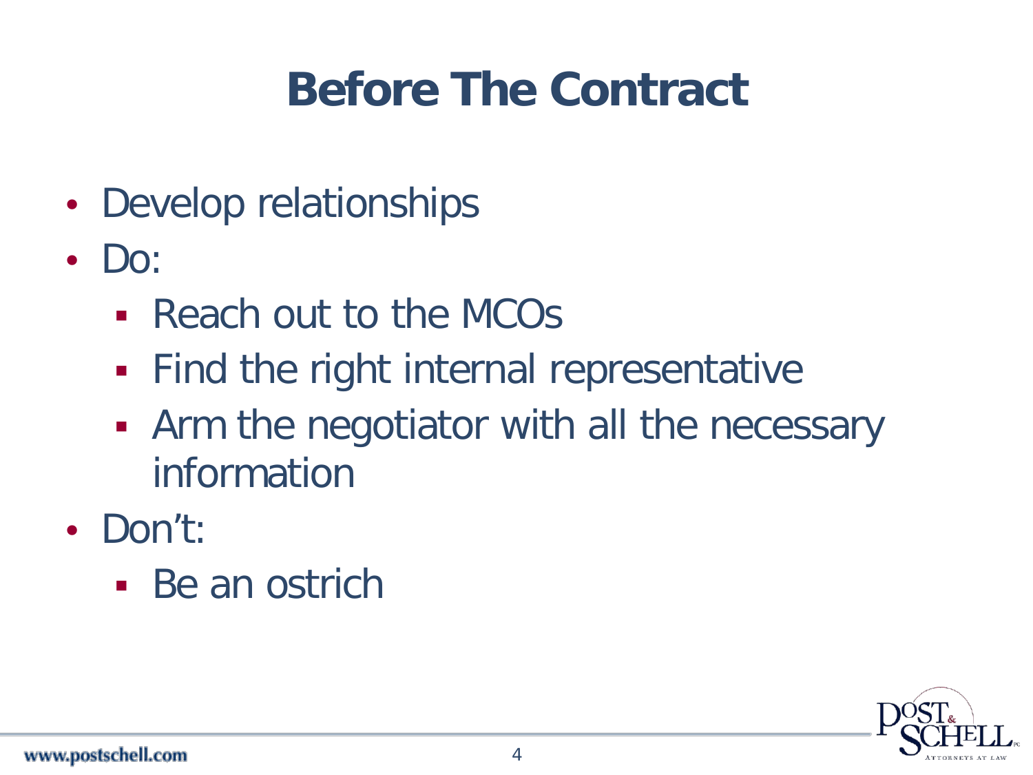# Before The Contract

- Develop relationships
- Do:
  - Reach out to the MCOs
  - Find the right internal representative
  - Arm the negotiator with all the necessary information
- Don't:
  - Be an ostrich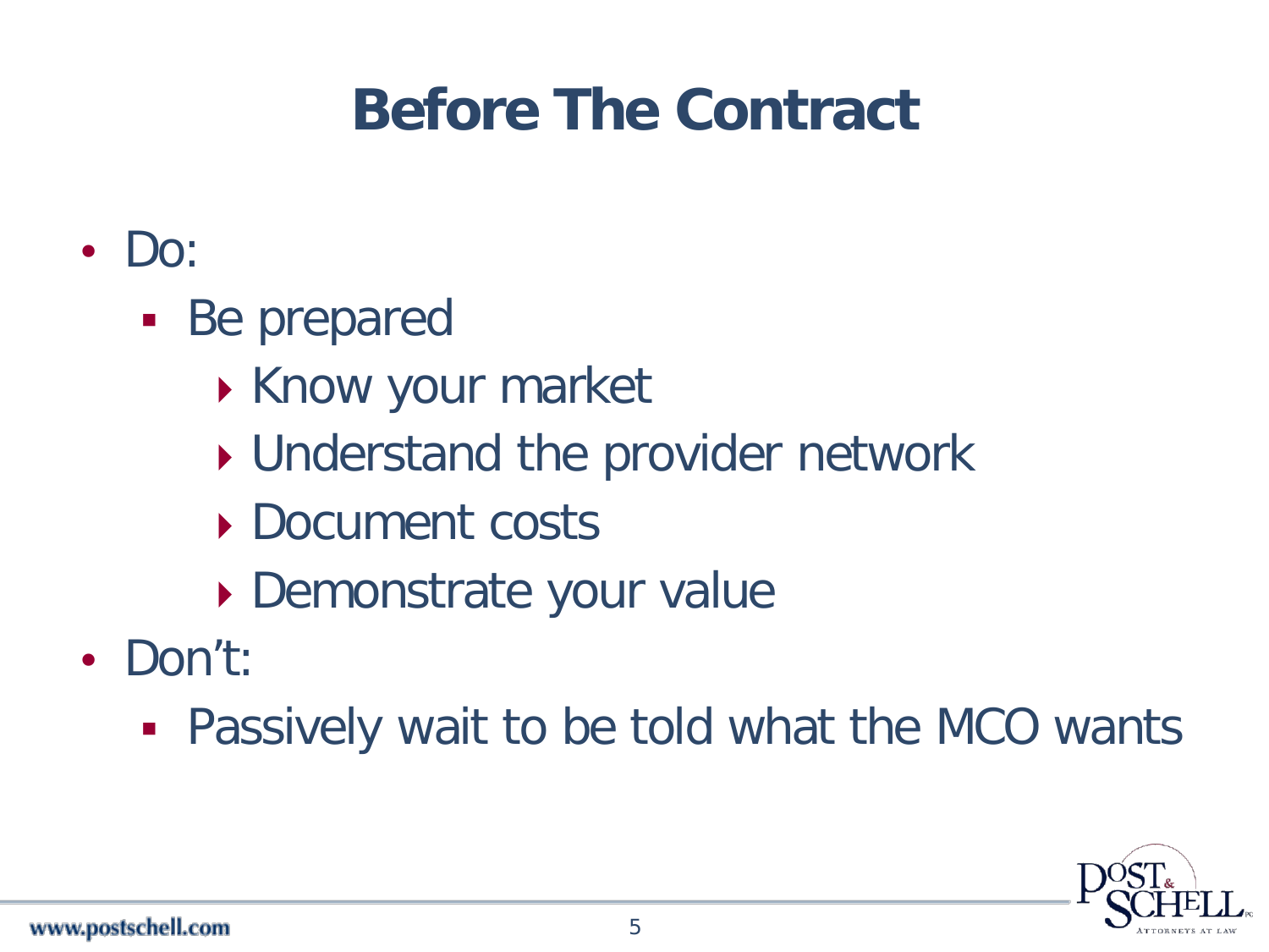# Before The Contract

- Do:
  - Be prepared
    - Know your market
    - Understand the provider network
    - Document costs
    - Demonstrate your value
- Don't:
  - Passively wait to be told what the MCO wants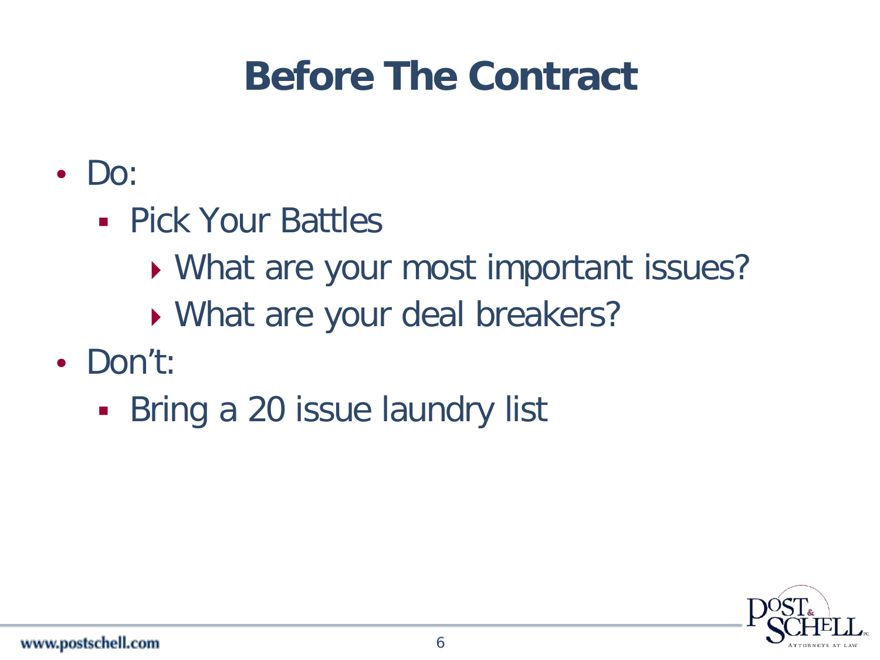# Before The Contract

- Do:
  - Pick Your Battles
    - What are your most important issues?
    - What are your deal breakers?
- Don't:
  - Bring a 20 issue laundry list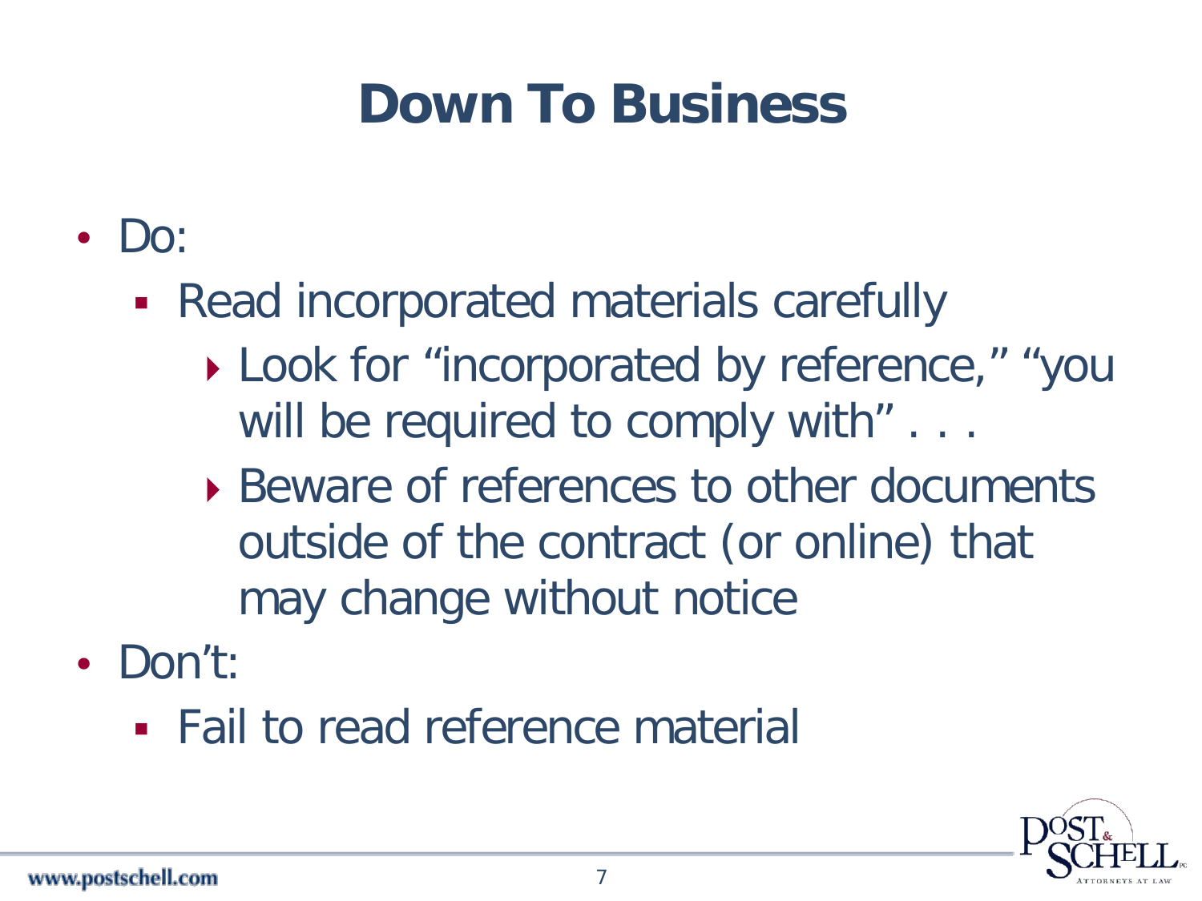# Down To Business

- Do:
  - Read incorporated materials carefully
    - Look for “incorporated by reference,” “you will be required to comply with” . . .
    - Beware of references to other documents outside of the contract (or online) that may change without notice
- Don’t:
  - Fail to read reference material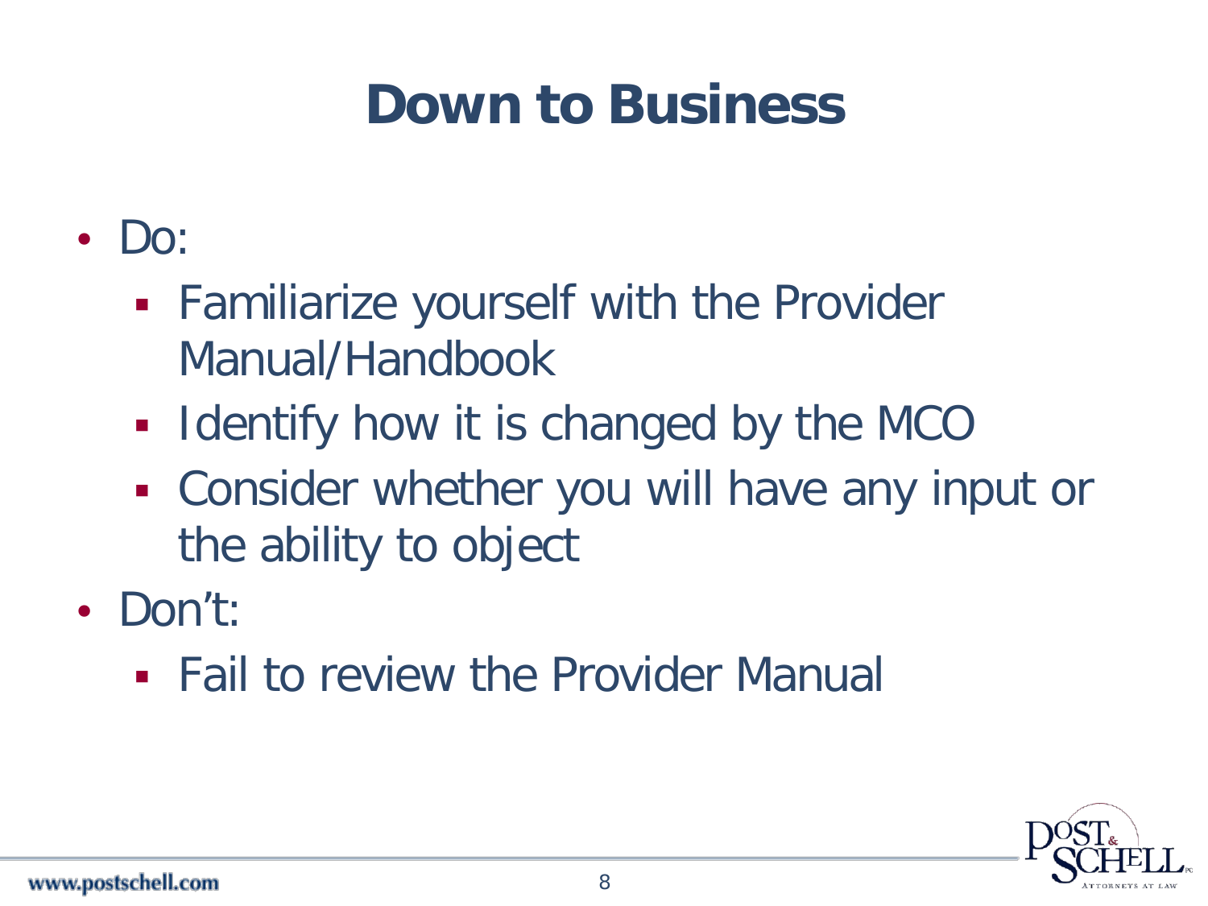# Down to Business

- Do:
  - Familiarize yourself with the Provider Manual/Handbook
  - Identify how it is changed by the MCO
  - Consider whether you will have any input or the ability to object
- Don't:
  - Fail to review the Provider Manual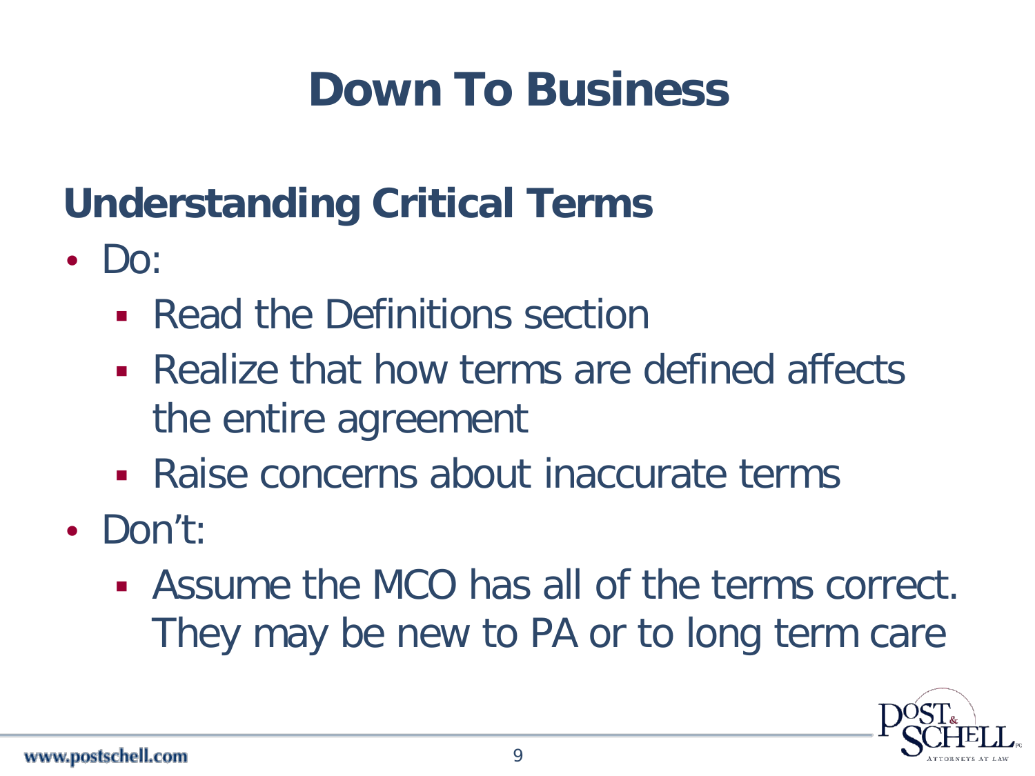# Down To Business

## Understanding Critical Terms

- Do:
  - Read the Definitions section
  - Realize that how terms are defined affects the entire agreement
  - Raise concerns about inaccurate terms
- Don't:
  - Assume the MCO has all of the terms correct. They may be new to PA or to long term care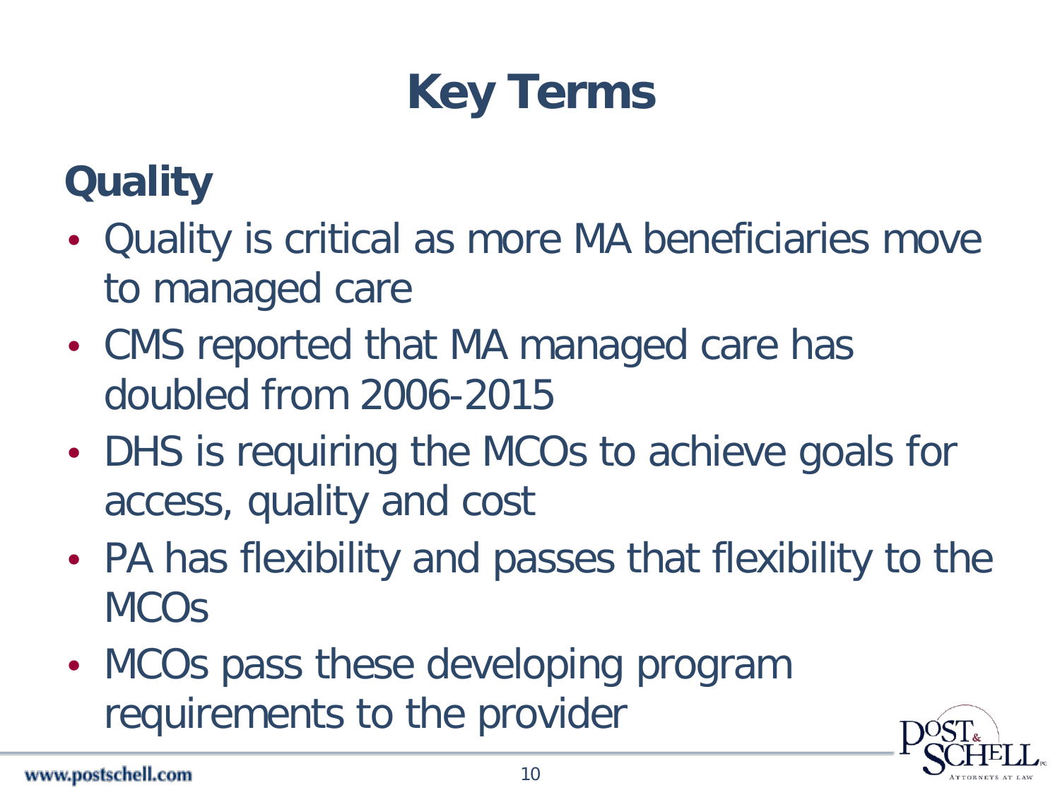# Key Terms

## Quality

- Quality is critical as more MA beneficiaries move to managed care
- CMS reported that MA managed care has doubled from 2006-2015
- DHS is requiring the MCOs to achieve goals for access, quality and cost
- PA has flexibility and passes that flexibility to the MCOs
- MCOs pass these developing program requirements to the provider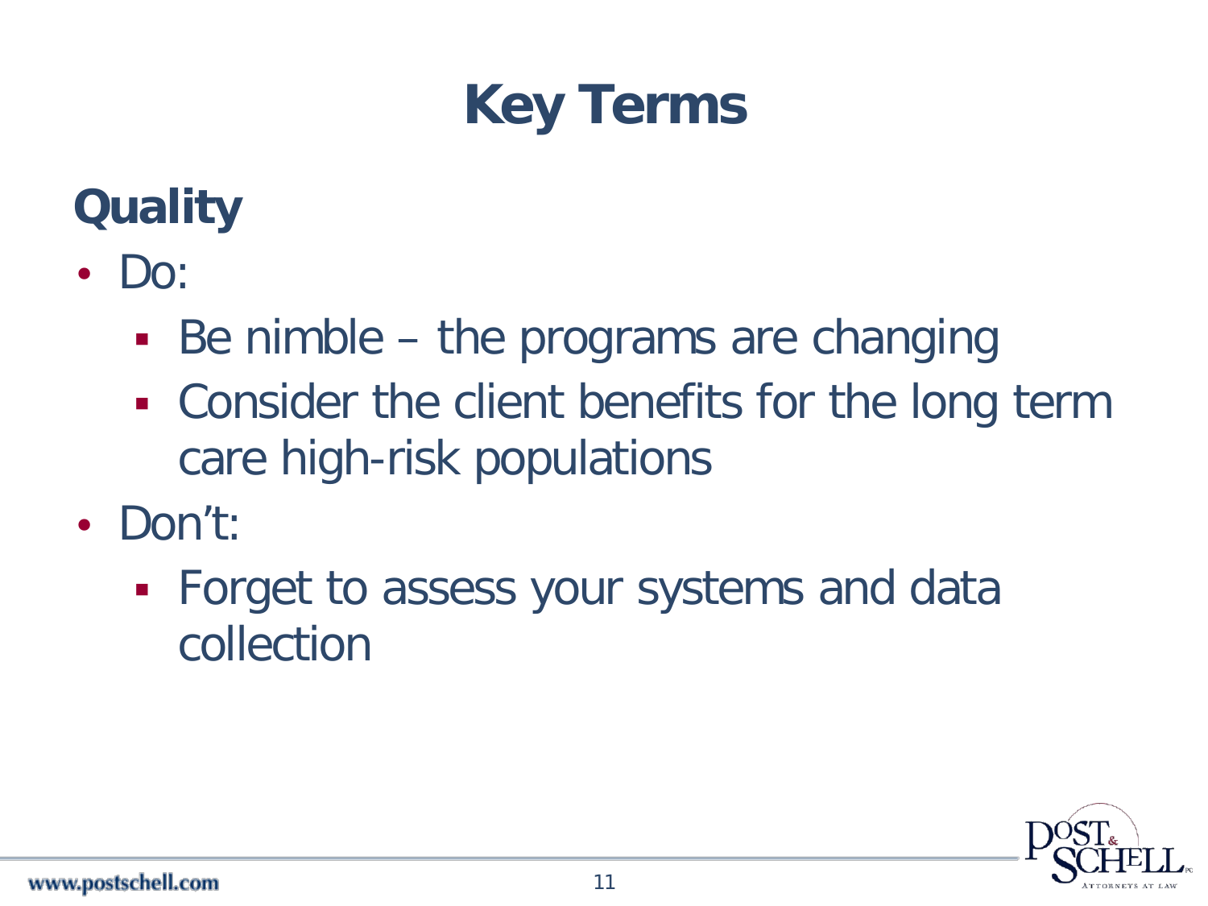# Key Terms

## Quality

- Do:
  - Be nimble – the programs are changing
  - Consider the client benefits for the long term care high-risk populations
- Don't:
  - Forget to assess your systems and data collection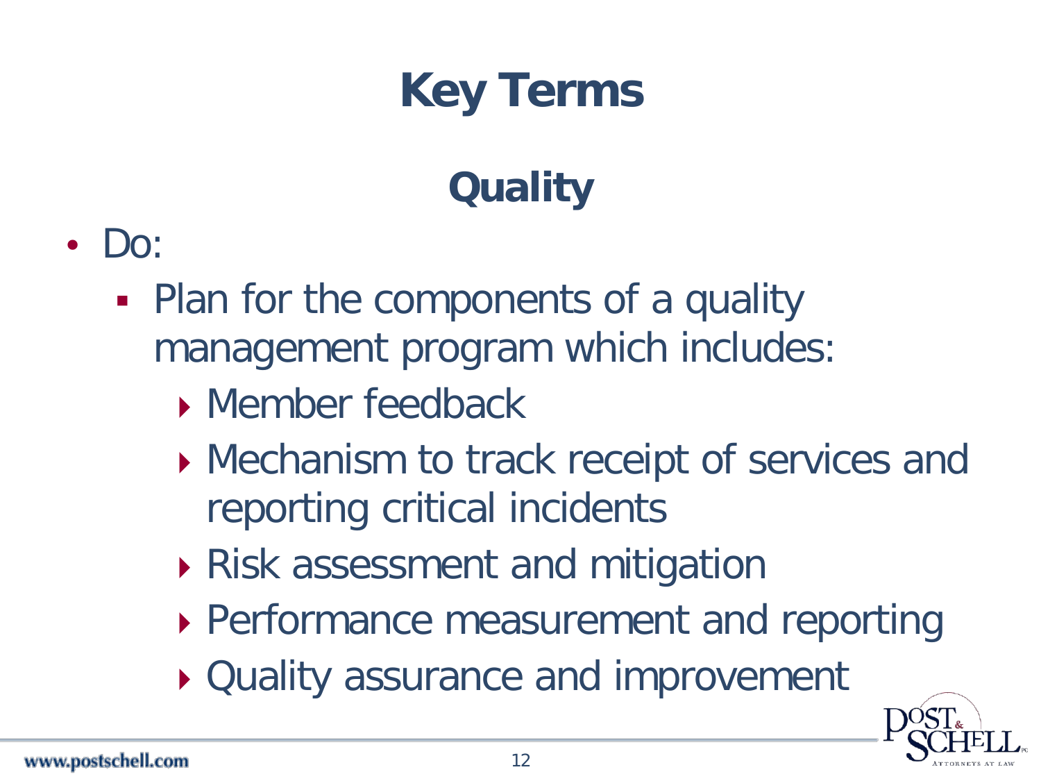# Key Terms

## Quality

- Do:
  - Plan for the components of a quality management program which includes:
    - Member feedback
    - Mechanism to track receipt of services and reporting critical incidents
    - Risk assessment and mitigation
    - Performance measurement and reporting
    - Quality assurance and improvement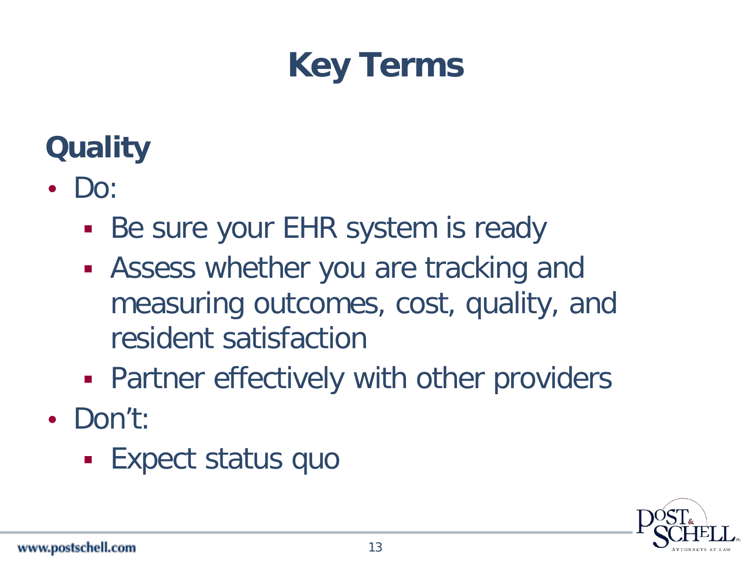# Key Terms

## Quality

- Do:
  - Be sure your EHR system is ready
  - Assess whether you are tracking and measuring outcomes, cost, quality, and resident satisfaction
  - Partner effectively with other providers
- Don't:
  - Expect status quo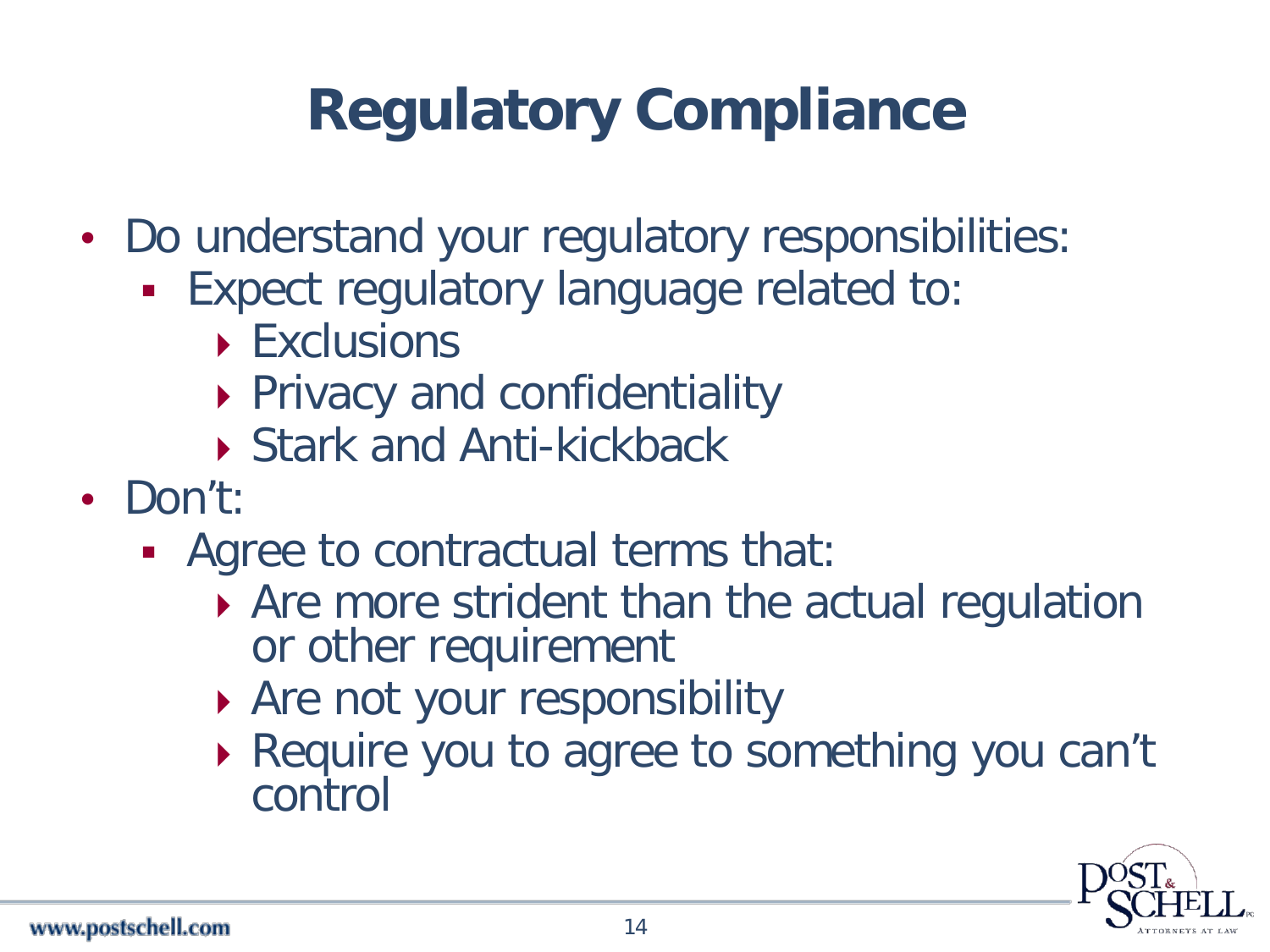# Regulatory Compliance

- Do understand your regulatory responsibilities:
  - Expect regulatory language related to:
    - Exclusions
    - Privacy and confidentiality
    - Stark and Anti-kickback
- Don't:
  - Agree to contractual terms that:
    - Are more strident than the actual regulation or other requirement
    - Are not your responsibility
    - Require you to agree to something you can't control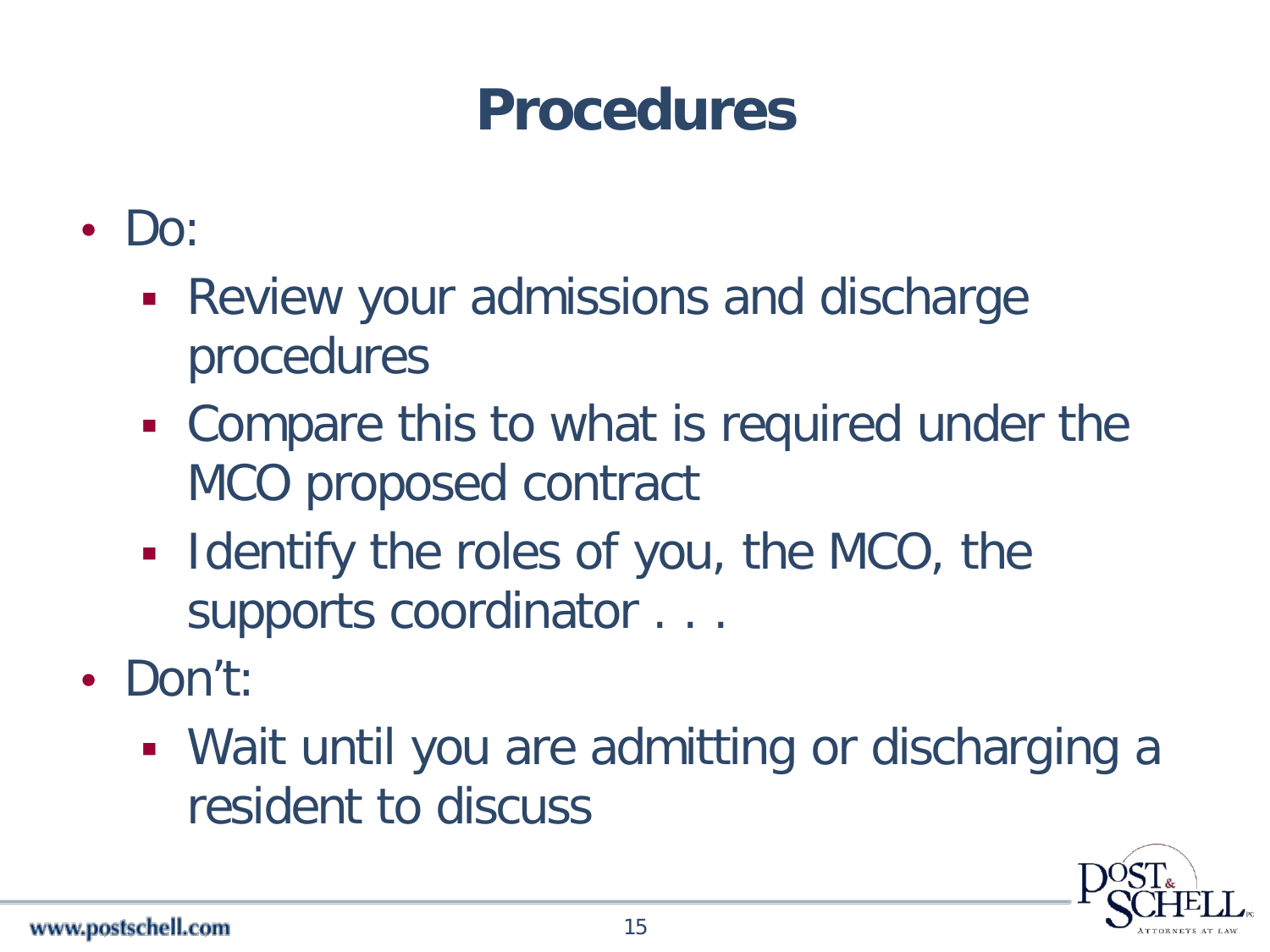# Procedures

- Do:
  - Review your admissions and discharge procedures
  - Compare this to what is required under the MCO proposed contract
  - Identify the roles of you, the MCO, the supports coordinator . . .
- Don't:
  - Wait until you are admitting or discharging a resident to discuss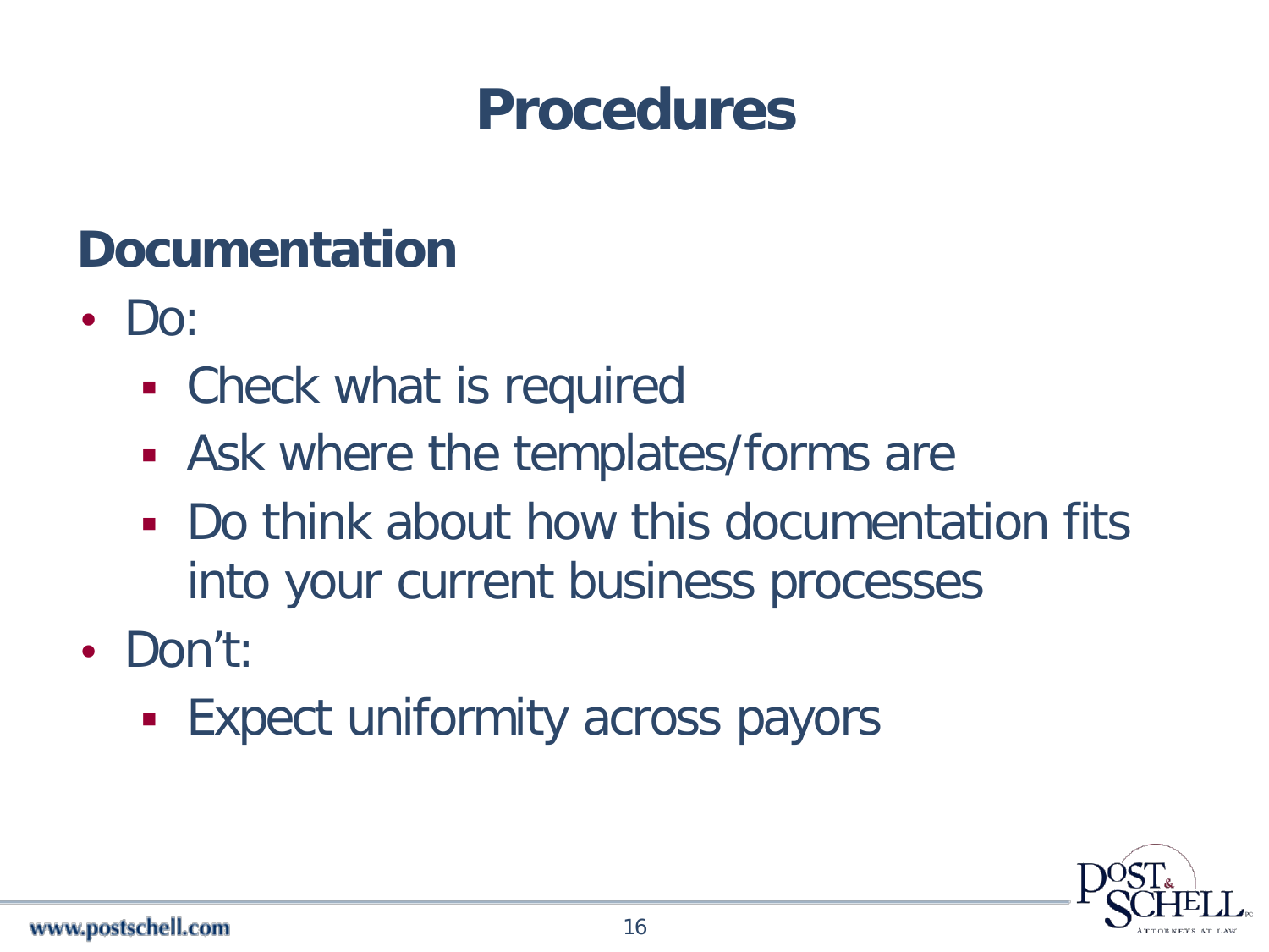# Procedures

## Documentation

- Do:
  - Check what is required
  - Ask where the templates/forms are
  - Do think about how this documentation fits into your current business processes
- Don't:
  - Expect uniformity across payors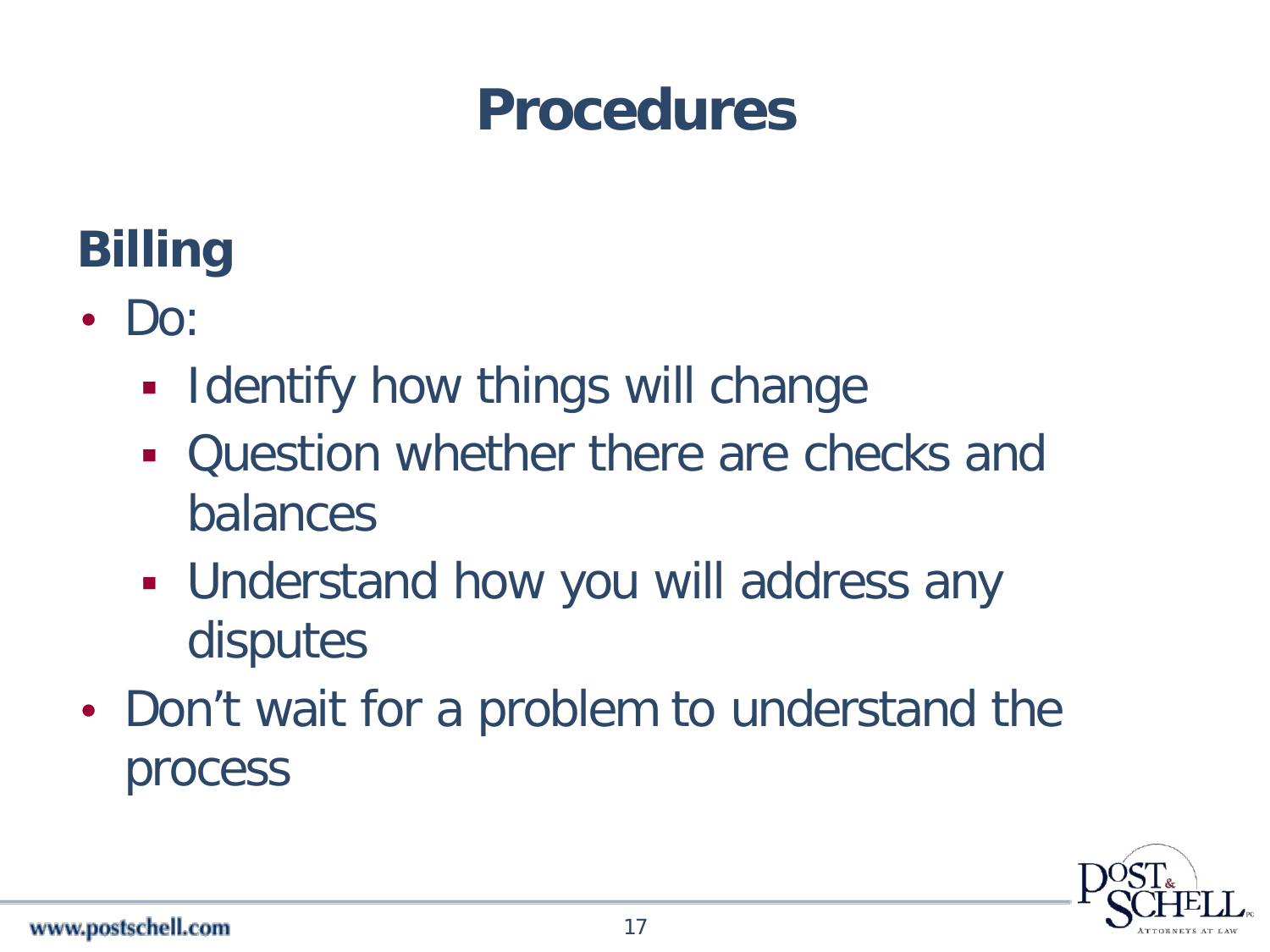# Procedures

## Billing

- Do:
  - Identify how things will change
  - Question whether there are checks and balances
  - Understand how you will address any disputes
- Don't wait for a problem to understand the process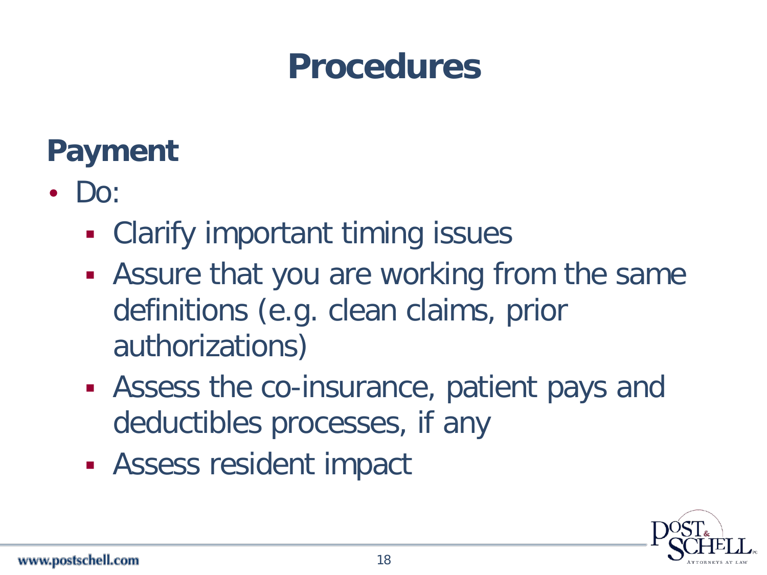# Procedures

## Payment

- Do:
  - Clarify important timing issues
  - Assure that you are working from the same definitions (e.g. clean claims, prior authorizations)
  - Assess the co-insurance, patient pays and deductibles processes, if any
  - Assess resident impact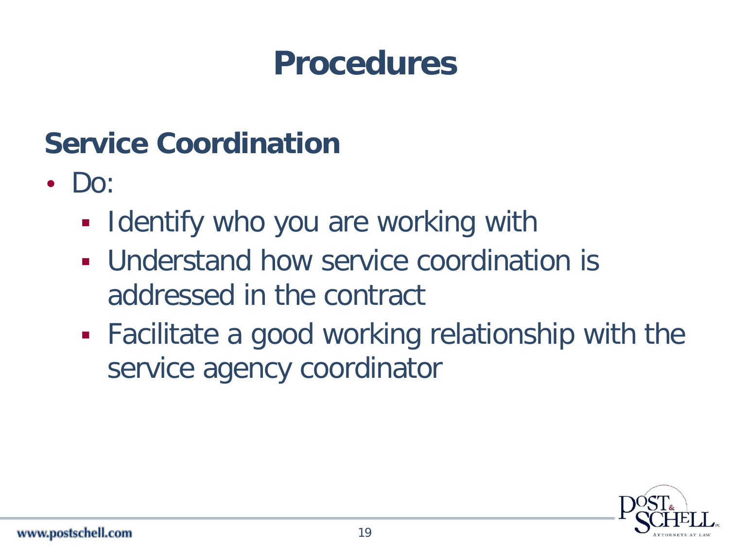# Procedures

## Service Coordination

- Do:
  - Identify who you are working with
  - Understand how service coordination is addressed in the contract
  - Facilitate a good working relationship with the service agency coordinator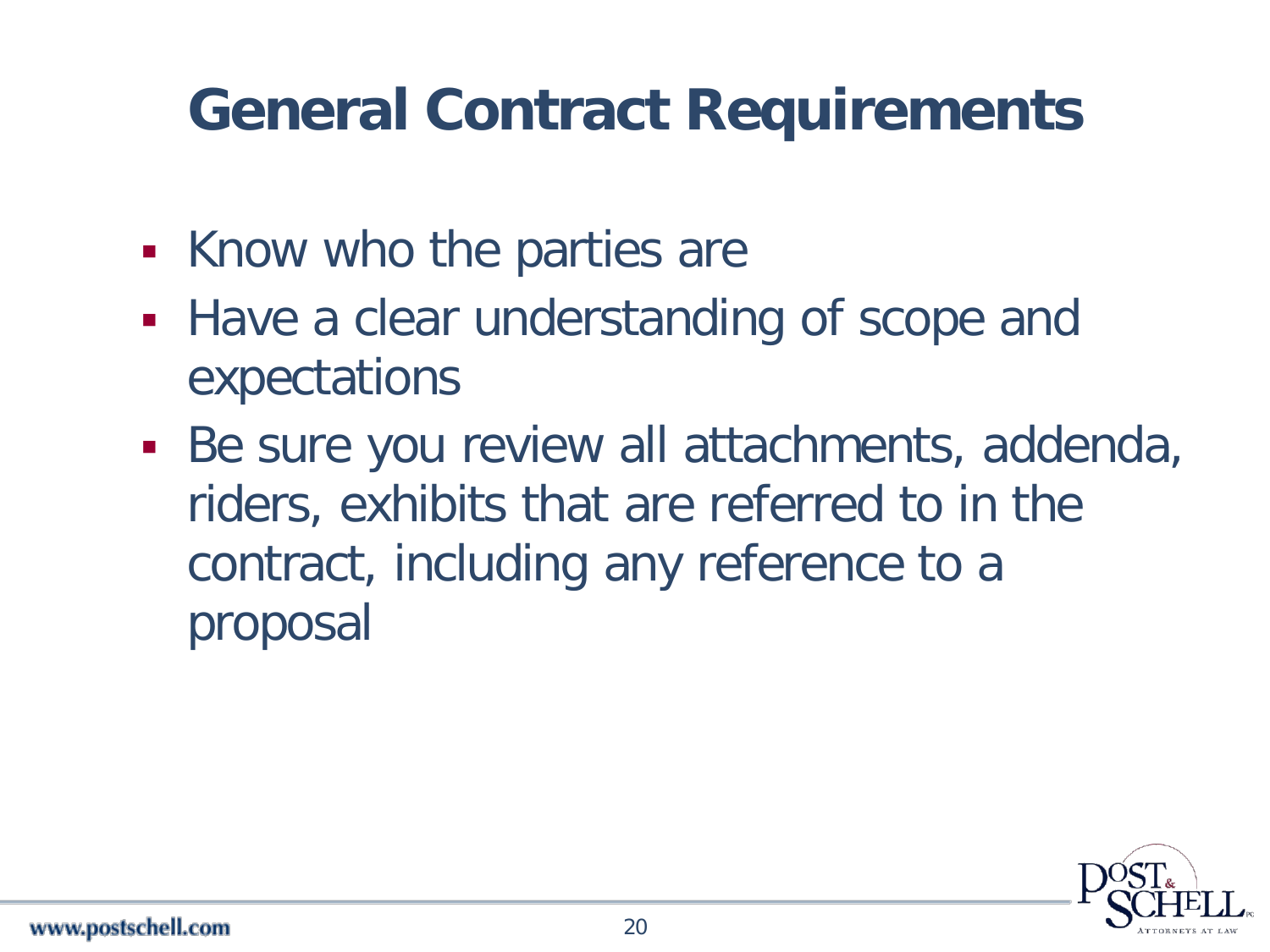# General Contract Requirements

- Know who the parties are
- Have a clear understanding of scope and expectations
- Be sure you review all attachments, addenda, riders, exhibits that are referred to in the contract, including any reference to a proposal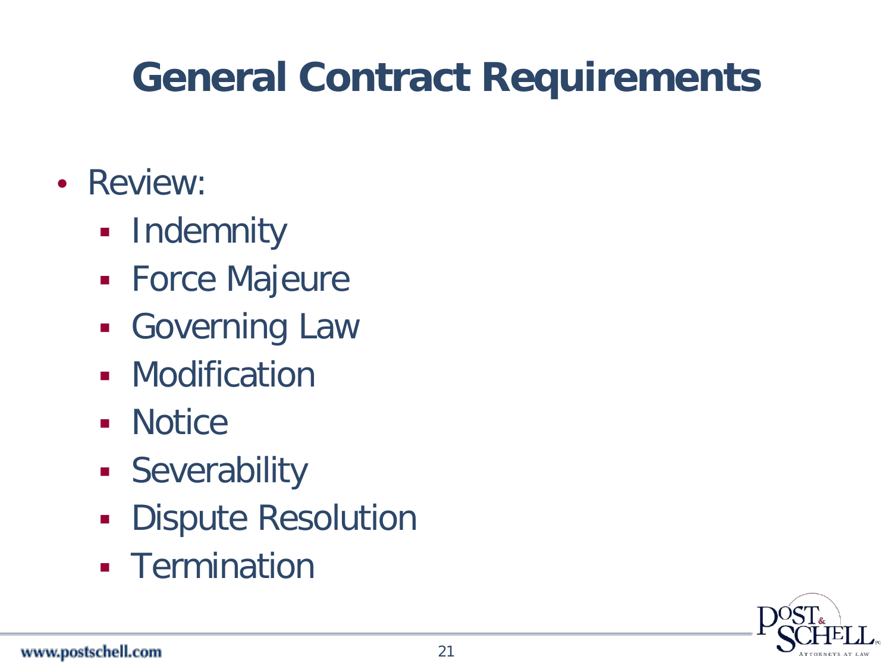# General Contract Requirements

- Review:
  - Indemnity
  - Force Majeure
  - Governing Law
  - Modification
  - Notice
  - Severability
  - Dispute Resolution
  - Termination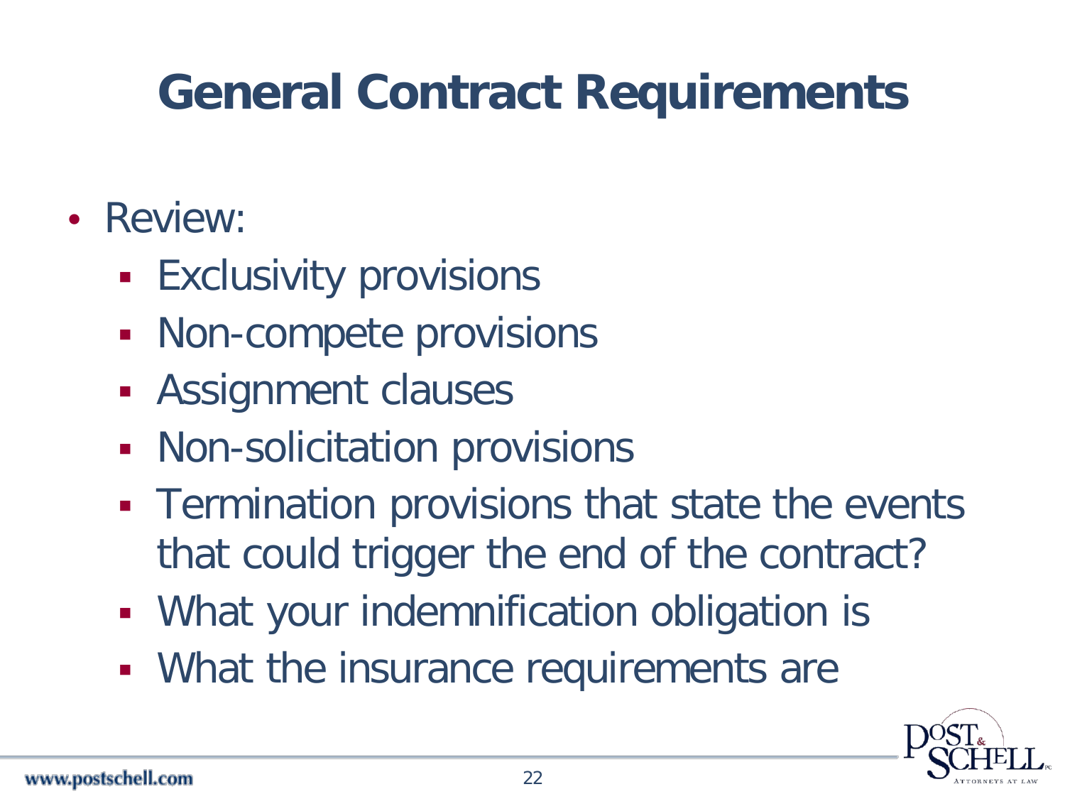# General Contract Requirements

- Review:
  - Exclusivity provisions
  - Non-compete provisions
  - Assignment clauses
  - Non-solicitation provisions
  - Termination provisions that state the events that could trigger the end of the contract?
  - What your indemnification obligation is
  - What the insurance requirements are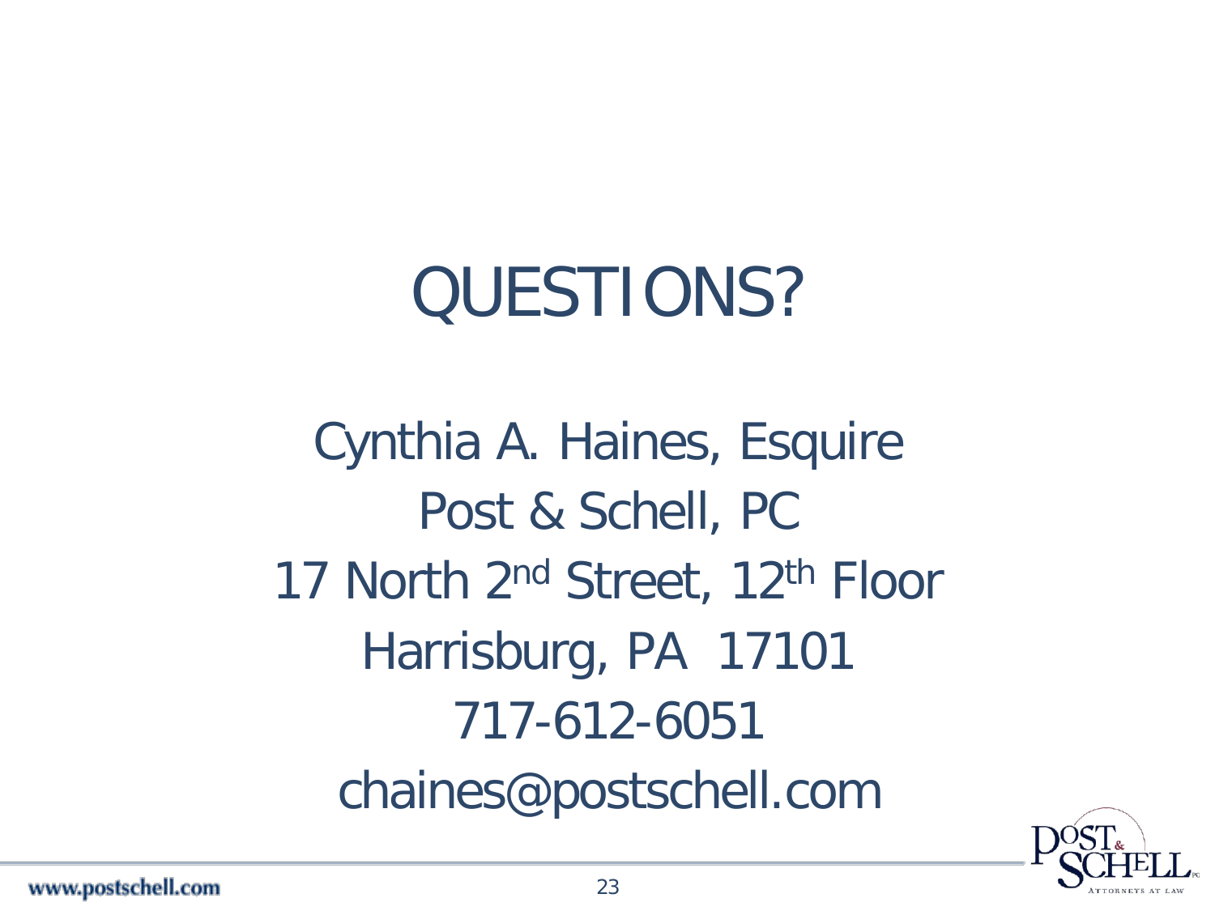# QUESTIONS?

Cynthia A. Haines, Esquire

Post & Schell, PC

17 North 2nd Street, 12th Floor

Harrisburg, PA 17101

717-612-6051

chaines@postschell.com